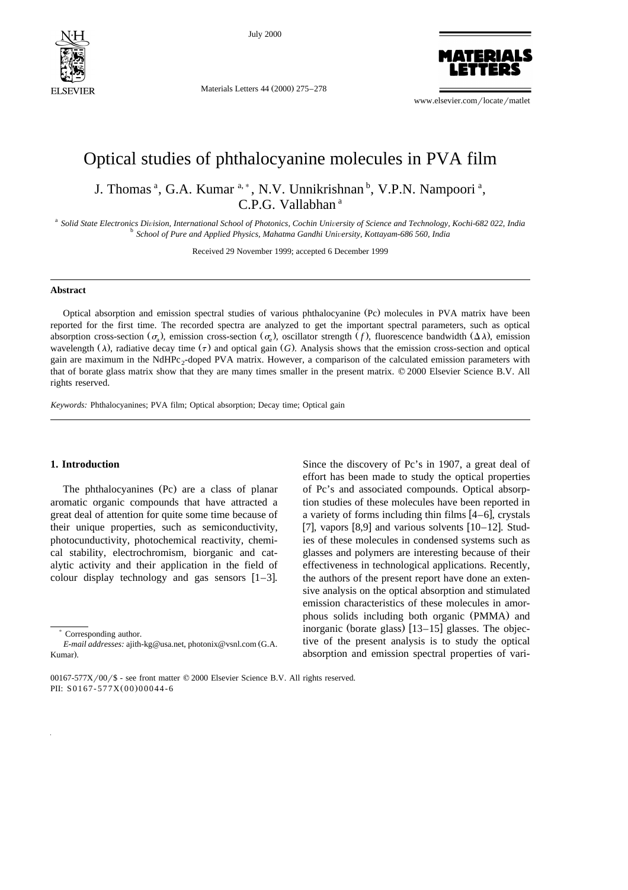# Optical studies of phthalocyanine molecules in PVA film

J. Thomas [a], G.A. Kumar [a,*], N.V. Unnikrishnan [b], V.P.N. Nampoori [a], C.P.G. Vallabhan [a]

[a] *Solid State Electronics Division, International School of Photonics, Cochin University of Science and Technology, Kochi-682 022, India*
[b] *School of Pure and Applied Physics, Mahatma Gandhi University, Kottayam-686 560, India*

Received 29 November 1999; accepted 6 December 1999

## Abstract

Optical absorption and emission spectral studies of various phthalocyanine (Pc) molecules in PVA matrix have been reported for the first time. The recorded spectra are analyzed to get the important spectral parameters, such as optical absorption cross-section ($\sigma_a$), emission cross-section ($\sigma_e$), oscillator strength ($f$), fluorescence bandwidth ($\Delta\lambda$), emission wavelength ($\lambda$), radiative decay time ($\tau$) and optical gain ($G$). Analysis shows that the emission cross-section and optical gain are maximum in the $NdHPc_2$-doped PVA matrix. However, a comparison of the calculated emission parameters with that of borate glass matrix show that they are many times smaller in the present matrix. © 2000 Elsevier Science B.V. All rights reserved.

*Keywords:* Phthalocyanines; PVA film; Optical absorption; Decay time; Optical gain

## 1. Introduction

The phthalocyanines (Pc) are a class of planar aromatic organic compounds that have attracted a great deal of attention for quite some time because of their unique properties, such as semiconductivity, photocunductivity, photochemical reactivity, chemical stability, electrochromism, biorganic and catalytic activity and their application in the field of colour display technology and gas sensors [1–3]. Since the discovery of Pc's in 1907, a great deal of effort has been made to study the optical properties of Pc's and associated compounds. Optical absorption studies of these molecules have been reported in a variety of forms including thin films [4–6], crystals [7], vapors [8,9] and various solvents [10–12]. Studies of these molecules in condensed systems such as glasses and polymers are interesting because of their effectiveness in technological applications. Recently, the authors of the present report have done an extensive analysis on the optical absorption and stimulated emission characteristics of these molecules in amorphous solids including both organic (PMMA) and inorganic (borate glass) [13–15] glasses. The objective of the present analysis is to study the optical absorption and emission spectral properties of vari-

\* Corresponding author.
*E-mail addresses:* ajith-kg@usa.net, photonix@vsnl.com (G.A. Kumar).

00167-577X/00/$ - see front matter © 2000 Elsevier Science B.V. All rights reserved.
PII: S0167-577X(00)00044-6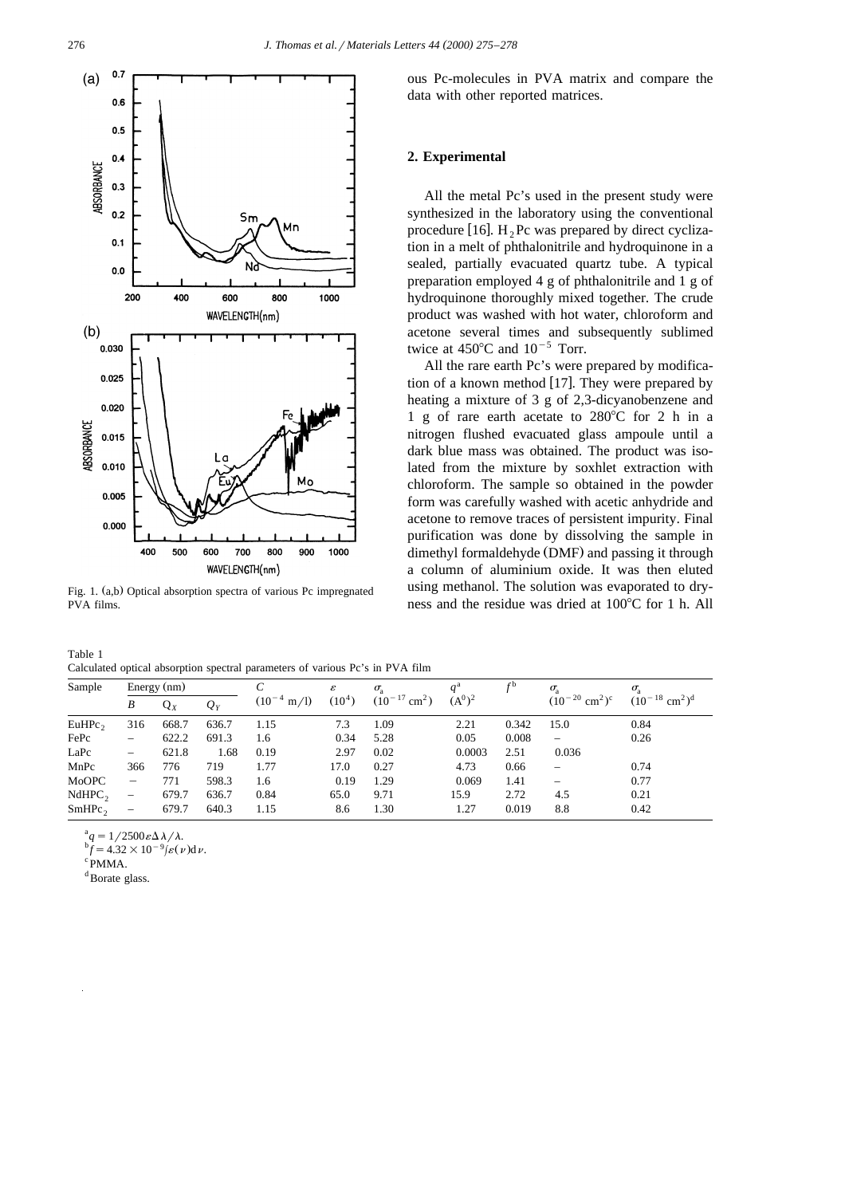Fig. 1. (a,b) Optical absorption spectra of various Pc impregnated PVA films.

ous Pc-molecules in PVA matrix and compare the data with other reported matrices.

## 2. Experimental

All the metal Pc's used in the present study were synthesized in the laboratory using the conventional procedure [16]. $H_2Pc$ was prepared by direct cyclization in a melt of phthalonitrile and hydroquinone in a sealed, partially evacuated quartz tube. A typical preparation employed 4 g of phthalonitrile and 1 g of hydroquinone thoroughly mixed together. The crude product was washed with hot water, chloroform and acetone several times and subsequently sublimed twice at 450°C and $10^{-5}$ Torr.

All the rare earth Pc's were prepared by modification of a known method [17]. They were prepared by heating a mixture of 3 g of 2,3-dicyanobenzene and 1 g of rare earth acetate to 280°C for 2 h in a nitrogen flushed evacuated glass ampoule until a dark blue mass was obtained. The product was isolated from the mixture by soxhlet extraction with chloroform. The sample so obtained in the powder form was carefully washed with acetic anhydride and acetone to remove traces of persistent impurity. Final purification was done by dissolving the sample in dimethyl formaldehyde (DMF) and passing it through a column of aluminium oxide. It was then eluted using methanol. The solution was evaporated to dryness and the residue was dried at 100°C for 1 h. All

Table 1
Calculated optical absorption spectral parameters of various Pc's in PVA film

| Sample | Energy (nm) | | | $C$ | $\varepsilon$ | $\sigma_a$ | $q$[a] | $f$[b] | $\sigma_a$ | $\sigma_a$ |
|---|---|---|---|---|---|---|---|---|---|---|
| | $B$ | $Q_X$ | $Q_Y$ | $(10^{-4}$ m/l) | $(10^4)$ | $(10^{-17}$ cm$^2)$ | $(A^0)^2$ | | $(10^{-20}$ cm$^2)$[c] | $(10^{-18}$ cm$^2)$[d] |
| $EuHPc_2$ | 316 | 668.7 | 636.7 | 1.15 | 7.3 | 1.09 | 2.21 | 0.342 | 15.0 | 0.84 |
| FePc | – | 622.2 | 691.3 | 1.6 | 0.34 | 5.28 | 0.05 | 0.008 | – | 0.26 |
| LaPc | – | 621.8 | 1.68 | 0.19 | 2.97 | 0.02 | 0.0003 | 2.51 | 0.036 | |
| MnPc | 366 | 776 | 719 | 1.77 | 17.0 | 0.27 | 4.73 | 0.66 | – | 0.74 |
| MoOPC | – | 771 | 598.3 | 1.6 | 0.19 | 1.29 | 0.069 | 1.41 | – | 0.77 |
| $NdHPC_2$ | – | 679.7 | 636.7 | 0.84 | 65.0 | 9.71 | 15.9 | 2.72 | 4.5 | 0.21 |
| $SmHPc_2$ | – | 679.7 | 640.3 | 1.15 | 8.6 | 1.30 | 1.27 | 0.019 | 8.8 | 0.42 |

[a] $q = 1/2500\varepsilon\Delta\lambda/\lambda$.
[b] $f = 4.32 \times 10^{-9} \int \varepsilon(\nu) d\nu$.
[c] PMMA.
[d] Borate glass.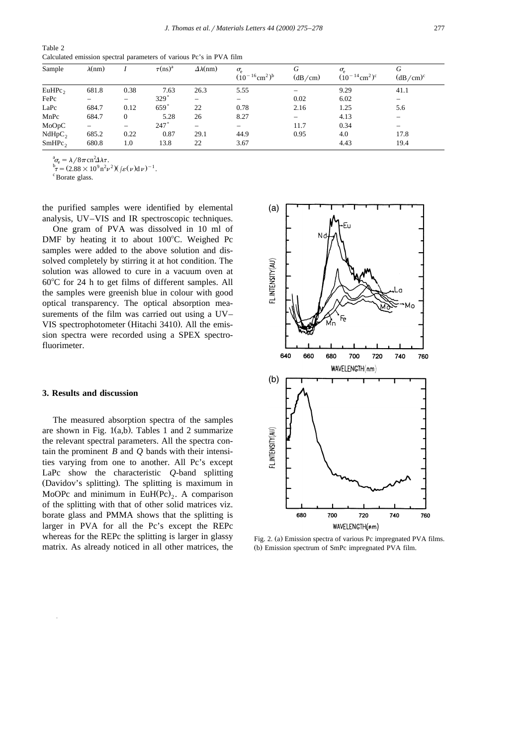Table 2
Calculated emission spectral parameters of various Pc's in PVA film

| Sample | $\lambda$(nm) | $I$ | $\tau$(ns)[a] | $\Delta\lambda$(nm) | $\sigma_e$ $(10^{-16}\text{cm}^2)$[b] | $G$ (dB/cm) | $\sigma_e$ $(10^{-14}\text{cm}^2)$[c] | $G$ (dB/cm)[c] |
|---|---|---|---|---|---|---|---|---|
| $EuHPc_2$ | 681.8 | 0.38 | 7.63 | 26.3 | 5.55 | – | 9.29 | 41.1 |
| FePc | – | – | 329* | – | – | 0.02 | 6.02 | – |
| LaPc | 684.7 | 0.12 | 659* | 22 | 0.78 | 2.16 | 1.25 | 5.6 |
| MnPc | 684.7 | 0 | 5.28 | 26 | 8.27 | – | 4.13 | – |
| MoOpC | – | – | 247* | – | – | 11.7 | 0.34 | – |
| $NdHpC_2$ | 685.2 | 0.22 | 0.87 | 29.1 | 44.9 | 0.95 | 4.0 | 17.8 |
| $SmHPc_2$ | 680.8 | 1.0 | 13.8 | 22 | 3.67 | | 4.43 | 19.4 |

[a] $\sigma_e = \lambda / 8\pi c n^2 \Delta\lambda\tau$.
[b] $\tau = (2.88 \times 10^9 n^2 \nu^2)(\int \varepsilon(\nu) d\nu)^{-1}$.
[c] Borate glass.

the purified samples were identified by elemental analysis, UV–VIS and IR spectroscopic techniques.

One gram of PVA was dissolved in 10 ml of DMF by heating it to about 100°C. Weighed Pc samples were added to the above solution and dissolved completely by stirring it at hot condition. The solution was allowed to cure in a vacuum oven at 60°C for 24 h to get films of different samples. All the samples were greenish blue in colour with good optical transparency. The optical absorption measurements of the film was carried out using a UV–VIS spectrophotometer (Hitachi 3410). All the emission spectra were recorded using a SPEX spectrofluorimeter.

## 3. Results and discussion

The measured absorption spectra of the samples are shown in Fig. 1(a,b). Tables 1 and 2 summarize the relevant spectral parameters. All the spectra contain the prominent $B$ and $Q$ bands with their intensities varying from one to another. All Pc's except LaPc show the characteristic $Q$-band splitting (Davidov's splitting). The splitting is maximum in MoOPc and minimum in $EuH(Pc)_2$. A comparison of the splitting with that of other solid matrices viz. borate glass and PMMA shows that the splitting is larger in PVA for all the Pc's except the REPc whereas for the REPc the splitting is larger in glassy matrix. As already noticed in all other matrices, the

Fig. 2. (a) Emission spectra of various Pc impregnated PVA films. (b) Emission spectrum of SmPc impregnated PVA film.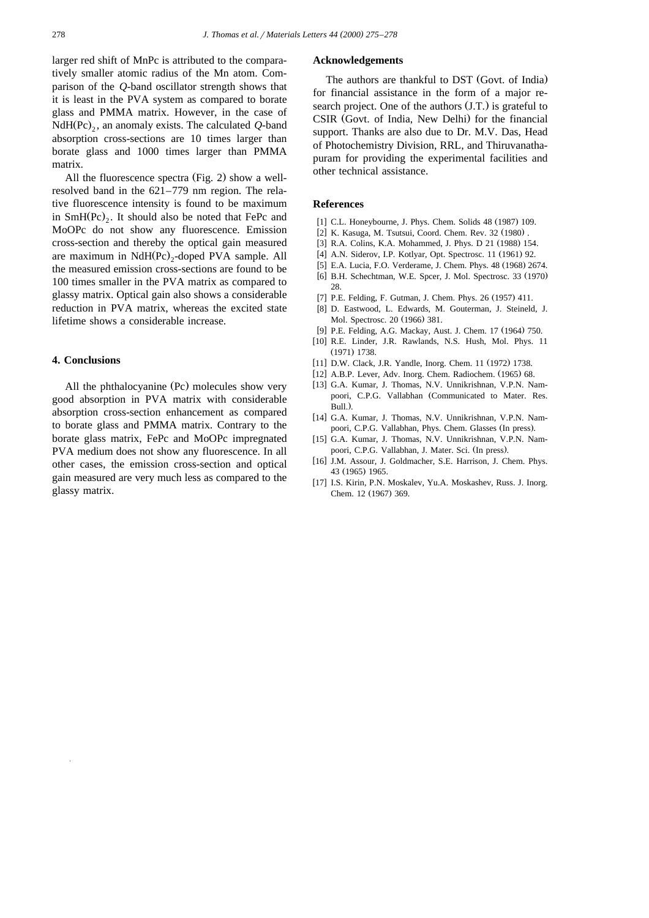larger red shift of MnPc is attributed to the comparatively smaller atomic radius of the Mn atom. Comparison of the *Q*-band oscillator strength shows that it is least in the PVA system as compared to borate glass and PMMA matrix. However, in the case of $NdH(Pc)_2$, an anomaly exists. The calculated *Q*-band absorption cross-sections are 10 times larger than borate glass and 1000 times larger than PMMA matrix.

All the fluorescence spectra (Fig. 2) show a well-resolved band in the 621–779 nm region. The relative fluorescence intensity is found to be maximum in $SmH(Pc)_2$. It should also be noted that FePc and MoOPc do not show any fluorescence. Emission cross-section and thereby the optical gain measured are maximum in $NdH(Pc)_2$-doped PVA sample. All the measured emission cross-sections are found to be 100 times smaller in the PVA matrix as compared to glassy matrix. Optical gain also shows a considerable reduction in PVA matrix, whereas the excited state lifetime shows a considerable increase.

## 4. Conclusions

All the phthalocyanine (Pc) molecules show very good absorption in PVA matrix with considerable absorption cross-section enhancement as compared to borate glass and PMMA matrix. Contrary to the borate glass matrix, FePc and MoOPc impregnated PVA medium does not show any fluorescence. In all other cases, the emission cross-section and optical gain measured are very much less as compared to the glassy matrix.

## Acknowledgements

The authors are thankful to DST (Govt. of India) for financial assistance in the form of a major research project. One of the authors (J.T.) is grateful to CSIR (Govt. of India, New Delhi) for the financial support. Thanks are also due to Dr. M.V. Das, Head of Photochemistry Division, RRL, and Thiruvanathapuram for providing the experimental facilities and other technical assistance.

## References

[1] C.L. Honeybourne, J. Phys. Chem. Solids 48 (1987) 109.
[2] K. Kasuga, M. Tsutsui, Coord. Chem. Rev. 32 (1980).
[3] R.A. Colins, K.A. Mohammed, J. Phys. D 21 (1988) 154.
[4] A.N. Siderov, I.P. Kotlyar, Opt. Spectrosc. 11 (1961) 92.
[5] E.A. Lucia, F.O. Verderame, J. Chem. Phys. 48 (1968) 2674.
[6] B.H. Schechtman, W.E. Spcer, J. Mol. Spectrosc. 33 (1970) 28.
[7] P.E. Felding, F. Gutman, J. Chem. Phys. 26 (1957) 411.
[8] D. Eastwood, L. Edwards, M. Gouterman, J. Steineld, J. Mol. Spectrosc. 20 (1966) 381.
[9] P.E. Felding, A.G. Mackay, Aust. J. Chem. 17 (1964) 750.
[10] R.E. Linder, J.R. Rawlands, N.S. Hush, Mol. Phys. 11 (1971) 1738.
[11] D.W. Clack, J.R. Yandle, Inorg. Chem. 11 (1972) 1738.
[12] A.B.P. Lever, Adv. Inorg. Chem. Radiochem. (1965) 68.
[13] G.A. Kumar, J. Thomas, N.V. Unnikrishnan, V.P.N. Nampoori, C.P.G. Vallabhan (Communicated to Mater. Res. Bull.).
[14] G.A. Kumar, J. Thomas, N.V. Unnikrishnan, V.P.N. Nampoori, C.P.G. Vallabhan, Phys. Chem. Glasses (In press).
[15] G.A. Kumar, J. Thomas, N.V. Unnikrishnan, V.P.N. Nampoori, C.P.G. Vallabhan, J. Mater. Sci. (In press).
[16] J.M. Assour, J. Goldmacher, S.E. Harrison, J. Chem. Phys. 43 (1965) 1965.
[17] I.S. Kirin, P.N. Moskalev, Yu.A. Moskashev, Russ. J. Inorg. Chem. 12 (1967) 369.